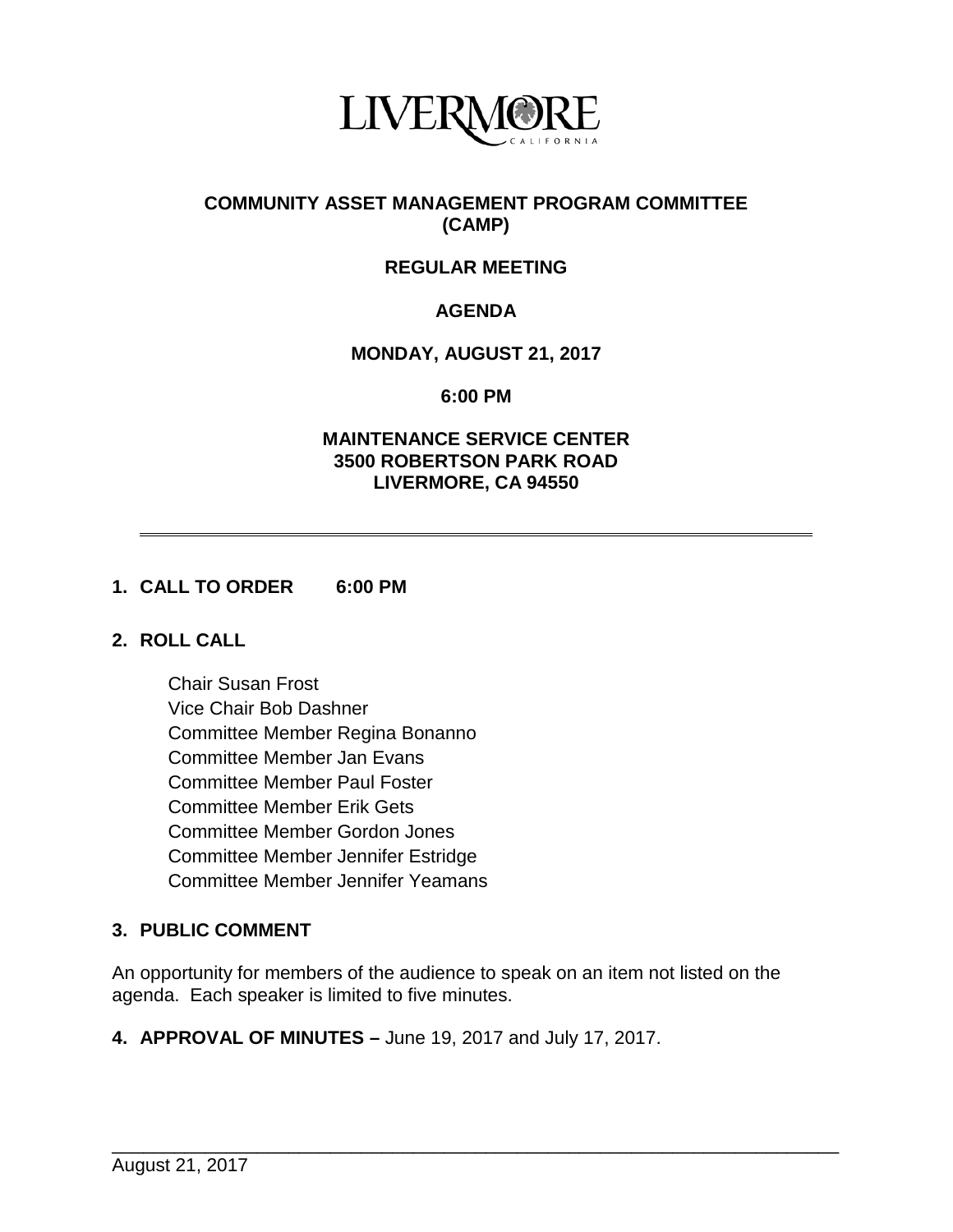LIVERMORE
CALIFORNIA

# COMMUNITY ASSET MANAGEMENT PROGRAM COMMITTEE (CAMP)

## REGULAR MEETING

## AGENDA

**MONDAY, AUGUST 21, 2017**

**6:00 PM**

**MAINTENANCE SERVICE CENTER**
**3500 ROBERTSON PARK ROAD**
**LIVERMORE, CA 94550**

---

**1. CALL TO ORDER 6:00 PM**

**2. ROLL CALL**

Chair Susan Frost
Vice Chair Bob Dashner
Committee Member Regina Bonanno
Committee Member Jan Evans
Committee Member Paul Foster
Committee Member Erik Gets
Committee Member Gordon Jones
Committee Member Jennifer Estridge
Committee Member Jennifer Yeamans

**3. PUBLIC COMMENT**

An opportunity for members of the audience to speak on an item not listed on the agenda. Each speaker is limited to five minutes.

**4. APPROVAL OF MINUTES –** June 19, 2017 and July 17, 2017.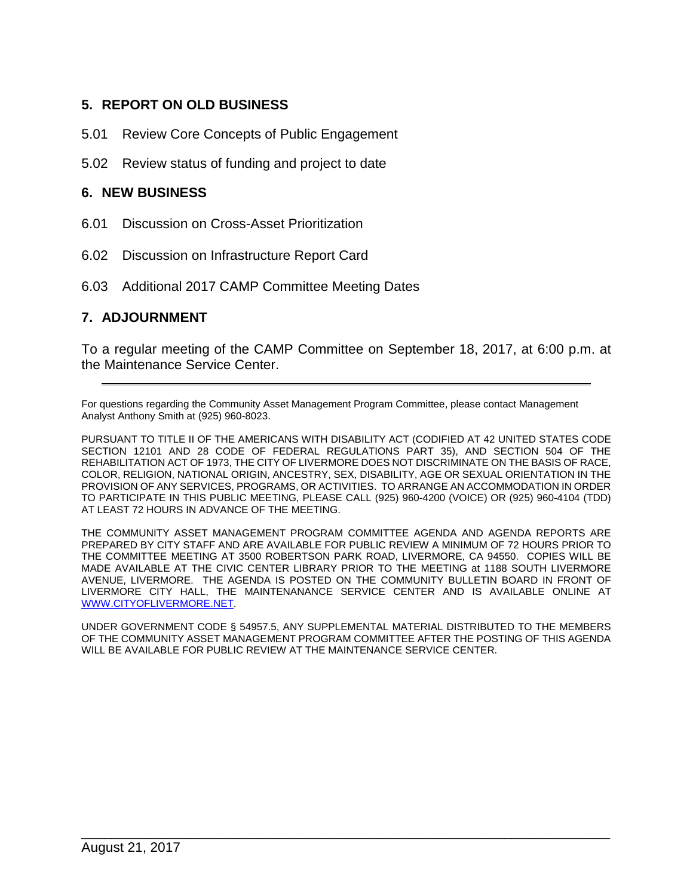## 5. REPORT ON OLD BUSINESS

5.01 Review Core Concepts of Public Engagement

5.02 Review status of funding and project to date

## 6. NEW BUSINESS

6.01 Discussion on Cross-Asset Prioritization

6.02 Discussion on Infrastructure Report Card

6.03 Additional 2017 CAMP Committee Meeting Dates

## 7. ADJOURNMENT

To a regular meeting of the CAMP Committee on September 18, 2017, at 6:00 p.m. at the Maintenance Service Center.

---

For questions regarding the Community Asset Management Program Committee, please contact Management Analyst Anthony Smith at (925) 960-8023.

PURSUANT TO TITLE II OF THE AMERICANS WITH DISABILITY ACT (CODIFIED AT 42 UNITED STATES CODE SECTION 12101 AND 28 CODE OF FEDERAL REGULATIONS PART 35), AND SECTION 504 OF THE REHABILITATION ACT OF 1973, THE CITY OF LIVERMORE DOES NOT DISCRIMINATE ON THE BASIS OF RACE, COLOR, RELIGION, NATIONAL ORIGIN, ANCESTRY, SEX, DISABILITY, AGE OR SEXUAL ORIENTATION IN THE PROVISION OF ANY SERVICES, PROGRAMS, OR ACTIVITIES. TO ARRANGE AN ACCOMMODATION IN ORDER TO PARTICIPATE IN THIS PUBLIC MEETING, PLEASE CALL (925) 960-4200 (VOICE) OR (925) 960-4104 (TDD) AT LEAST 72 HOURS IN ADVANCE OF THE MEETING.

THE COMMUNITY ASSET MANAGEMENT PROGRAM COMMITTEE AGENDA AND AGENDA REPORTS ARE PREPARED BY CITY STAFF AND ARE AVAILABLE FOR PUBLIC REVIEW A MINIMUM OF 72 HOURS PRIOR TO THE COMMITTEE MEETING AT 3500 ROBERTSON PARK ROAD, LIVERMORE, CA 94550. COPIES WILL BE MADE AVAILABLE AT THE CIVIC CENTER LIBRARY PRIOR TO THE MEETING at 1188 SOUTH LIVERMORE AVENUE, LIVERMORE. THE AGENDA IS POSTED ON THE COMMUNITY BULLETIN BOARD IN FRONT OF LIVERMORE CITY HALL, THE MAINTENANANCE SERVICE CENTER AND IS AVAILABLE ONLINE AT [WWW.CITYOFLIVERMORE.NET](http://WWW.CITYOFLIVERMORE.NET).

UNDER GOVERNMENT CODE § 54957.5, ANY SUPPLEMENTAL MATERIAL DISTRIBUTED TO THE MEMBERS OF THE COMMUNITY ASSET MANAGEMENT PROGRAM COMMITTEE AFTER THE POSTING OF THIS AGENDA WILL BE AVAILABLE FOR PUBLIC REVIEW AT THE MAINTENANCE SERVICE CENTER.

August 21, 2017